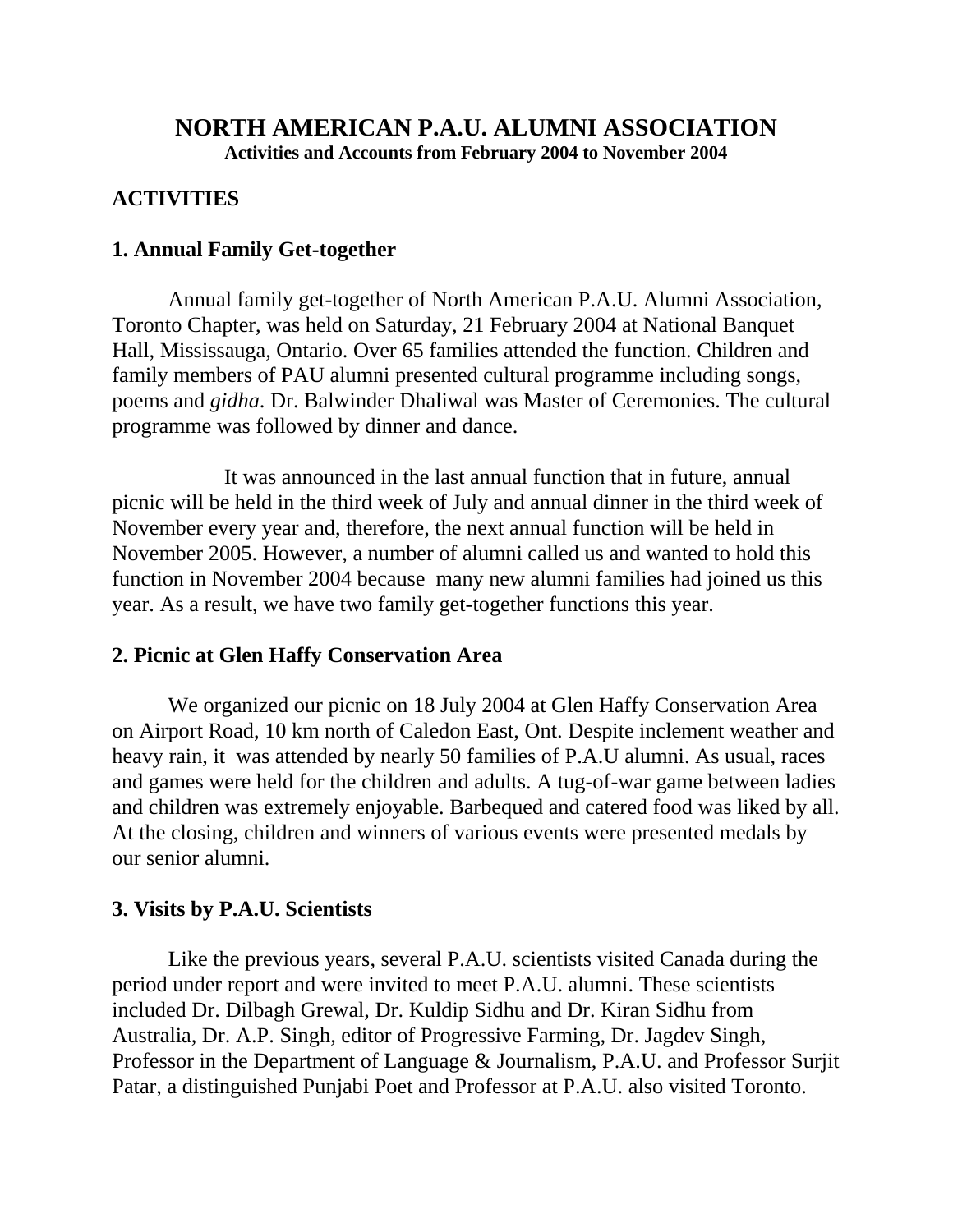# NORTH AMERICAN P.A.U. ALUMNI ASSOCIATION

**Activities and Accounts from February 2004 to November 2004**

## ACTIVITIES

### 1. Annual Family Get-together

Annual family get-together of North American P.A.U. Alumni Association, Toronto Chapter, was held on Saturday, 21 February 2004 at National Banquet Hall, Mississauga, Ontario. Over 65 families attended the function. Children and family members of PAU alumni presented cultural programme including songs, poems and *gidha*. Dr. Balwinder Dhaliwal was Master of Ceremonies. The cultural programme was followed by dinner and dance.

It was announced in the last annual function that in future, annual picnic will be held in the third week of July and annual dinner in the third week of November every year and, therefore, the next annual function will be held in November 2005. However, a number of alumni called us and wanted to hold this function in November 2004 because many new alumni families had joined us this year. As a result, we have two family get-together functions this year.

### 2. Picnic at Glen Haffy Conservation Area

We organized our picnic on 18 July 2004 at Glen Haffy Conservation Area on Airport Road, 10 km north of Caledon East, Ont. Despite inclement weather and heavy rain, it was attended by nearly 50 families of P.A.U alumni. As usual, races and games were held for the children and adults. A tug-of-war game between ladies and children was extremely enjoyable. Barbequed and catered food was liked by all. At the closing, children and winners of various events were presented medals by our senior alumni.

### 3. Visits by P.A.U. Scientists

Like the previous years, several P.A.U. scientists visited Canada during the period under report and were invited to meet P.A.U. alumni. These scientists included Dr. Dilbagh Grewal, Dr. Kuldip Sidhu and Dr. Kiran Sidhu from Australia, Dr. A.P. Singh, editor of Progressive Farming, Dr. Jagdev Singh, Professor in the Department of Language & Journalism, P.A.U. and Professor Surjit Patar, a distinguished Punjabi Poet and Professor at P.A.U. also visited Toronto.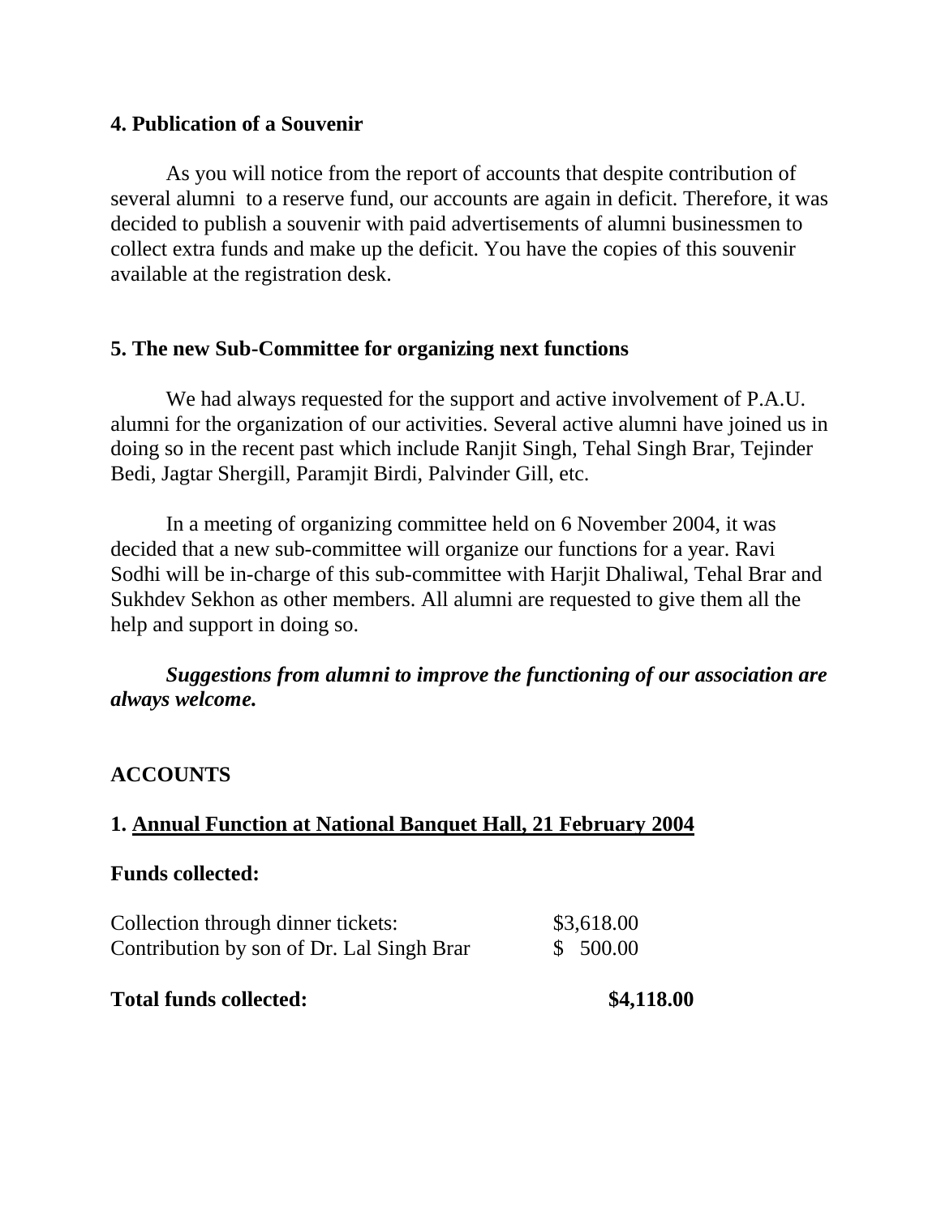#### 4. Publication of a Souvenir

As you will notice from the report of accounts that despite contribution of several alumni to a reserve fund, our accounts are again in deficit. Therefore, it was decided to publish a souvenir with paid advertisements of alumni businessmen to collect extra funds and make up the deficit. You have the copies of this souvenir available at the registration desk.

#### 5. The new Sub-Committee for organizing next functions

We had always requested for the support and active involvement of P.A.U. alumni for the organization of our activities. Several active alumni have joined us in doing so in the recent past which include Ranjit Singh, Tehal Singh Brar, Tejinder Bedi, Jagtar Shergill, Paramjit Birdi, Palvinder Gill, etc.

In a meeting of organizing committee held on 6 November 2004, it was decided that a new sub-committee will organize our functions for a year. Ravi Sodhi will be in-charge of this sub-committee with Harjit Dhaliwal, Tehal Brar and Sukhdev Sekhon as other members. All alumni are requested to give them all the help and support in doing so.

***Suggestions from alumni to improve the functioning of our association are always welcome.***

## ACCOUNTS

### 1. Annual Function at National Banquet Hall, 21 February 2004

**Funds collected:**

| | |
|---|---|
| Collection through dinner tickets: | $3,618.00 |
| Contribution by son of Dr. Lal Singh Brar | $ 500.00 |
| **Total funds collected:** | **$4,118.00** |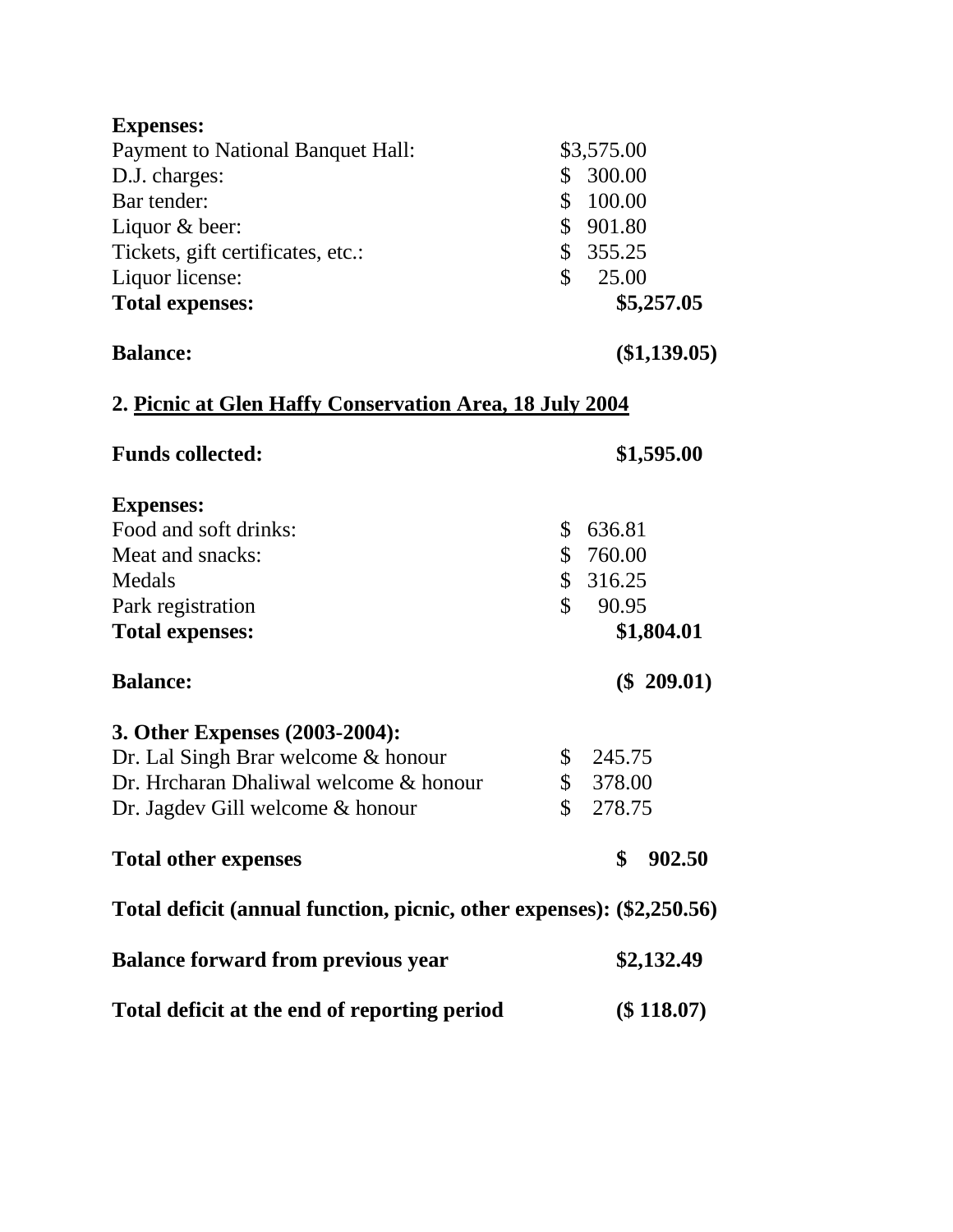**Expenses:**

| | |
|---|---|
| Payment to National Banquet Hall: | $3,575.00 |
| D.J. charges: | $ 300.00 |
| Bar tender: | $ 100.00 |
| Liquor & beer: | $ 901.80 |
| Tickets, gift certificates, etc.: | $ 355.25 |
| Liquor license: | $ 25.00 |
| **Total expenses:** | **$5,257.05** |

**Balance:** **($1,139.05)**

## 2. Picnic at Glen Haffy Conservation Area, 18 July 2004

**Funds collected:** **$1,595.00**

**Expenses:**

| | |
|---|---|
| Food and soft drinks: | $ 636.81 |
| Meat and snacks: | $ 760.00 |
| Medals | $ 316.25 |
| Park registration | $ 90.95 |
| **Total expenses:** | **$1,804.01** |

**Balance:** **($ 209.01)**

**3. Other Expenses (2003-2004):**

| | |
|---|---|
| Dr. Lal Singh Brar welcome & honour | $ 245.75 |
| Dr. Hrcharan Dhaliwal welcome & honour | $ 378.00 |
| Dr. Jagdev Gill welcome & honour | $ 278.75 |

**Total other expenses** **$ 902.50**

**Total deficit (annual function, picnic, other expenses): ($2,250.56)**

**Balance forward from previous year** **$2,132.49**

**Total deficit at the end of reporting period** **($ 118.07)**